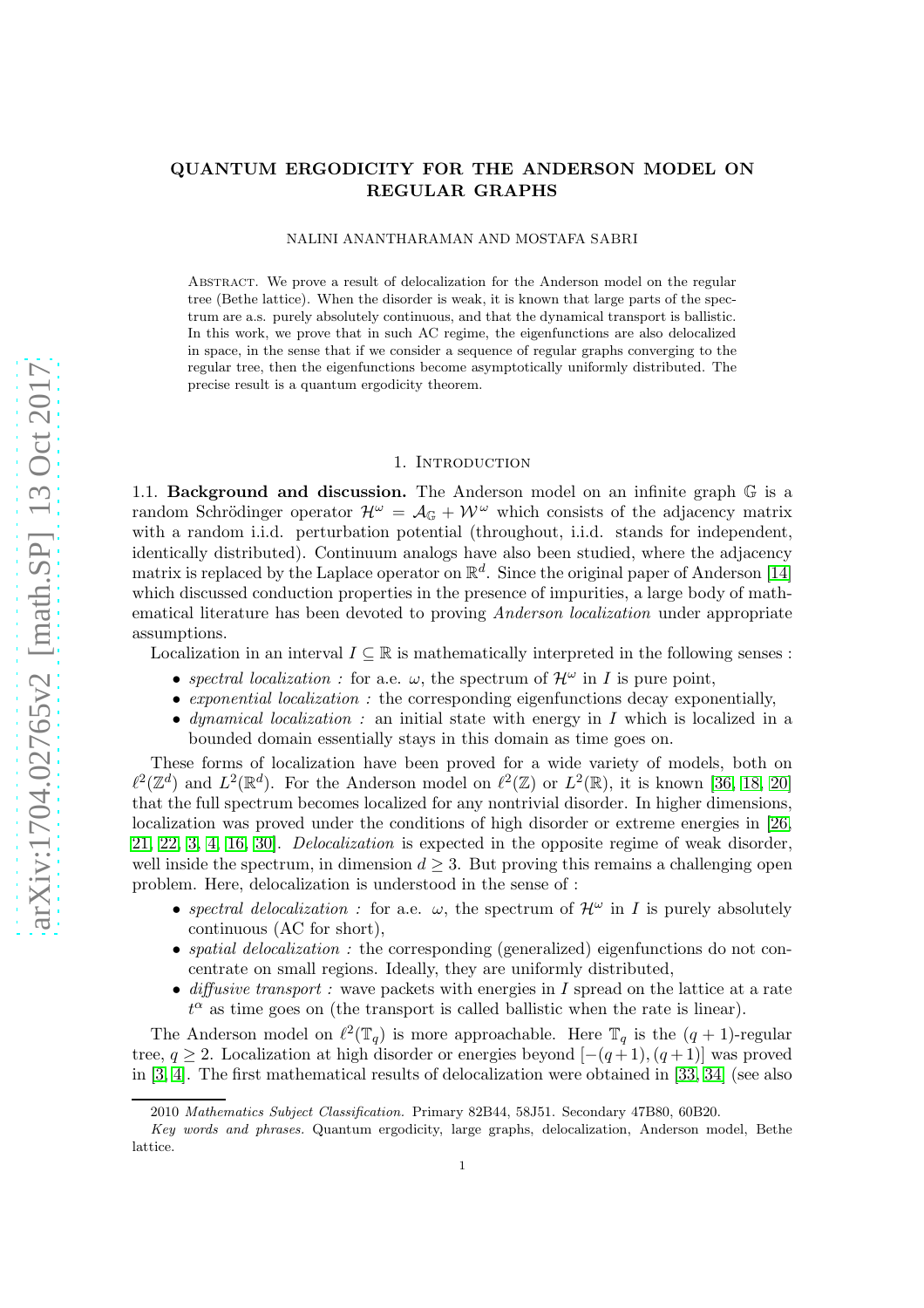# QUANTUM ERGODICITY FOR THE ANDERSON MODEL ON REGULAR GRAPHS

NALINI ANANTHARAMAN AND MOSTAFA SABRI

ABSTRACT. We prove a result of delocalization for the Anderson model on the regular tree (Bethe lattice). When the disorder is weak, it is known that large parts of the spectrum are a.s. purely absolutely continuous, and that the dynamical transport is ballistic. In this work, we prove that in such AC regime, the eigenfunctions are also delocalized in space, in the sense that if we consider a sequence of regular graphs converging to the regular tree, then the eigenfunctions become asymptotically uniformly distributed. The precise result is a quantum ergodicity theorem.

## 1. Introduction

1.1. **Background and discussion.** The Anderson model on an infinite graph $\mathbb{G}$ is a random Schrödinger operator $\mathcal{H}^\omega = \mathcal{A}_\mathbb{G} + \mathcal{W}^\omega$ which consists of the adjacency matrix with a random i.i.d. perturbation potential (throughout, i.i.d. stands for independent, identically distributed). Continuum analogs have also been studied, where the adjacency matrix is replaced by the Laplace operator on $\mathbb{R}^d$. Since the original paper of Anderson [14] which discussed conduction properties in the presence of impurities, a large body of mathematical literature has been devoted to proving *Anderson localization* under appropriate assumptions.

Localization in an interval $I \subseteq \mathbb{R}$ is mathematically interpreted in the following senses :

- *spectral localization :* for a.e. $\omega$, the spectrum of $\mathcal{H}^\omega$ in $I$ is pure point,
- *exponential localization :* the corresponding eigenfunctions decay exponentially,
- *dynamical localization :* an initial state with energy in $I$ which is localized in a bounded domain essentially stays in this domain as time goes on.

These forms of localization have been proved for a wide variety of models, both on $\ell^2(\mathbb{Z}^d)$ and $L^2(\mathbb{R}^d)$. For the Anderson model on $\ell^2(\mathbb{Z})$ or $L^2(\mathbb{R})$, it is known [36, 18, 20] that the full spectrum becomes localized for any nontrivial disorder. In higher dimensions, localization was proved under the conditions of high disorder or extreme energies in [26, 21, 22, 3, 4, 16, 30]. *Delocalization* is expected in the opposite regime of weak disorder, well inside the spectrum, in dimension $d \geq 3$. But proving this remains a challenging open problem. Here, delocalization is understood in the sense of :

- *spectral delocalization :* for a.e. $\omega$, the spectrum of $\mathcal{H}^\omega$ in $I$ is purely absolutely continuous (AC for short),
- *spatial delocalization :* the corresponding (generalized) eigenfunctions do not concentrate on small regions. Ideally, they are uniformly distributed,
- *diffusive transport :* wave packets with energies in $I$ spread on the lattice at a rate $t^\alpha$ as time goes on (the transport is called ballistic when the rate is linear).

The Anderson model on $\ell^2(\mathbb{T}_q)$ is more approachable. Here $\mathbb{T}_q$ is the $(q+1)$-regular tree, $q \geq 2$. Localization at high disorder or energies beyond $[-(q+1),(q+1)]$ was proved in [3, 4]. The first mathematical results of delocalization were obtained in [33, 34] (see also

2010 *Mathematics Subject Classification.* Primary 82B44, 58J51. Secondary 47B80, 60B20.

*Key words and phrases.* Quantum ergodicity, large graphs, delocalization, Anderson model, Bethe lattice.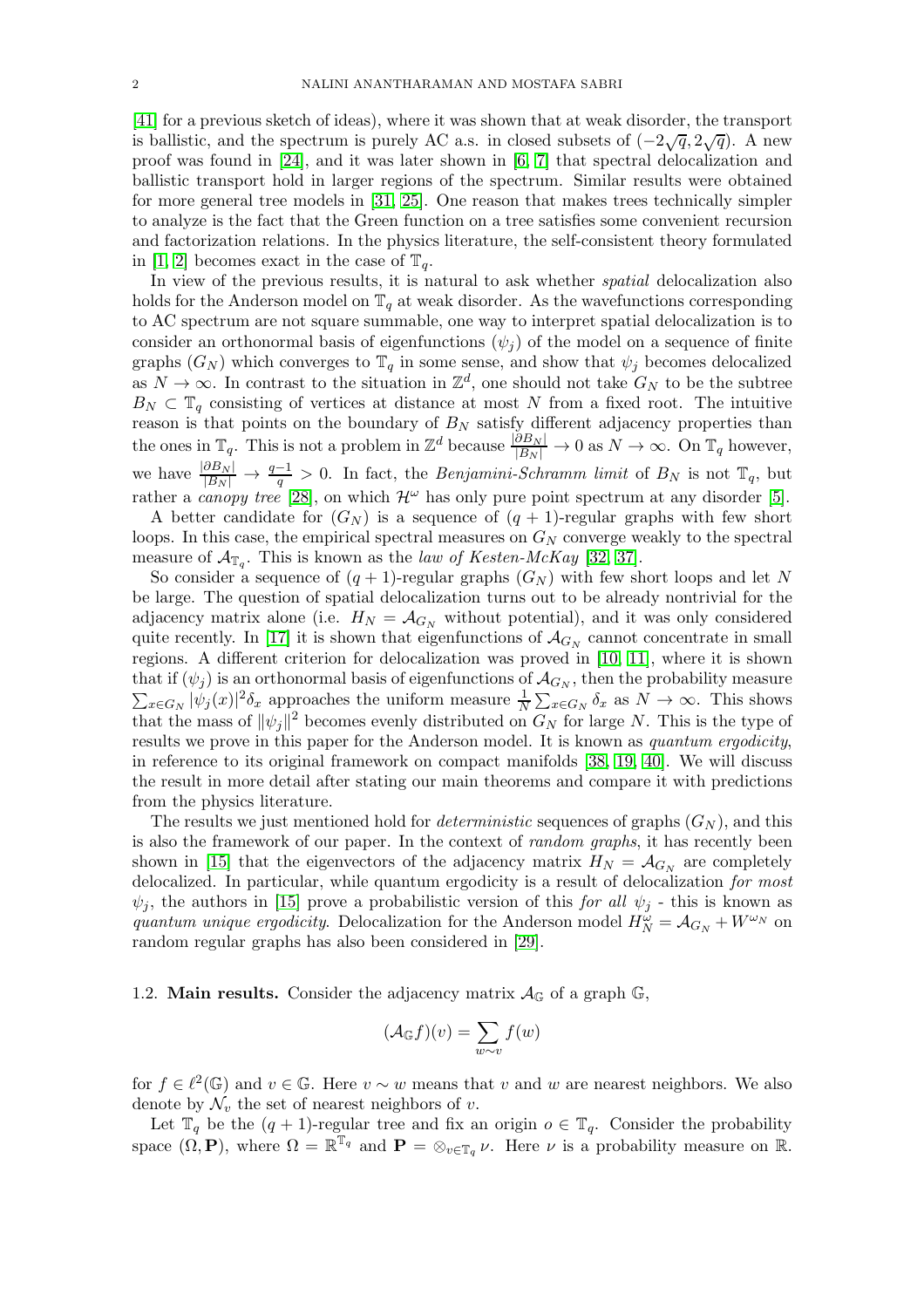[41] for a previous sketch of ideas), where it was shown that at weak disorder, the transport is ballistic, and the spectrum is purely AC a.s. in closed subsets of $(-2\sqrt{q}, 2\sqrt{q})$. A new proof was found in [24], and it was later shown in [6, 7] that spectral delocalization and ballistic transport hold in larger regions of the spectrum. Similar results were obtained for more general tree models in [31, 25]. One reason that makes trees technically simpler to analyze is the fact that the Green function on a tree satisfies some convenient recursion and factorization relations. In the physics literature, the self-consistent theory formulated in [1, 2] becomes exact in the case of $\mathbb{T}_q$.

In view of the previous results, it is natural to ask whether *spatial* delocalization also holds for the Anderson model on $\mathbb{T}_q$ at weak disorder. As the wavefunctions corresponding to AC spectrum are not square summable, one way to interpret spatial delocalization is to consider an orthonormal basis of eigenfunctions $(\psi_j)$ of the model on a sequence of finite graphs $(G_N)$ which converges to $\mathbb{T}_q$ in some sense, and show that $\psi_j$ becomes delocalized as $N \to \infty$. In contrast to the situation in $\mathbb{Z}^d$, one should not take $G_N$ to be the subtree $B_N \subset \mathbb{T}_q$ consisting of vertices at distance at most $N$ from a fixed root. The intuitive reason is that points on the boundary of $B_N$ satisfy different adjacency properties than the ones in $\mathbb{T}_q$. This is not a problem in $\mathbb{Z}^d$ because $\frac{|\partial B_N|}{|B_N|} \to 0$ as $N \to \infty$. On $\mathbb{T}_q$ however, we have $\frac{|\partial B_N|}{|B_N|} \to \frac{q-1}{q} > 0$. In fact, the *Benjamini-Schramm limit* of $B_N$ is not $\mathbb{T}_q$, but rather a *canopy tree* [28], on which $\mathcal{H}^\omega$ has only pure point spectrum at any disorder [5].

A better candidate for $(G_N)$ is a sequence of $(q+1)$-regular graphs with few short loops. In this case, the empirical spectral measures on $G_N$ converge weakly to the spectral measure of $\mathcal{A}_{\mathbb{T}_q}$. This is known as the *law of Kesten-McKay* [32, 37].

So consider a sequence of $(q+1)$-regular graphs $(G_N)$ with few short loops and let $N$ be large. The question of spatial delocalization turns out to be already nontrivial for the adjacency matrix alone (i.e. $H_N = \mathcal{A}_{G_N}$ without potential), and it was only considered quite recently. In [17] it is shown that eigenfunctions of $\mathcal{A}_{G_N}$ cannot concentrate in small regions. A different criterion for delocalization was proved in [10, 11], where it is shown that if $(\psi_j)$ is an orthonormal basis of eigenfunctions of $\mathcal{A}_{G_N}$, then the probability measure $\sum_{x \in G_N} |\psi_j(x)|^2 \delta_x$ approaches the uniform measure $\frac{1}{N}\sum_{x\in G_N} \delta_x$ as $N \to \infty$. This shows that the mass of $\|\psi_j\|^2$ becomes evenly distributed on $G_N$ for large $N$. This is the type of results we prove in this paper for the Anderson model. It is known as *quantum ergodicity*, in reference to its original framework on compact manifolds [38, 19, 40]. We will discuss the result in more detail after stating our main theorems and compare it with predictions from the physics literature.

The results we just mentioned hold for *deterministic* sequences of graphs $(G_N)$, and this is also the framework of our paper. In the context of *random graphs*, it has recently been shown in [15] that the eigenvectors of the adjacency matrix $H_N = \mathcal{A}_{G_N}$ are completely delocalized. In particular, while quantum ergodicity is a result of delocalization *for most* $\psi_j$, the authors in [15] prove a probabilistic version of this *for all* $\psi_j$ - this is known as *quantum unique ergodicity*. Delocalization for the Anderson model $H_N^\omega = \mathcal{A}_{G_N} + W^{\omega_N}$ on random regular graphs has also been considered in [29].

## 1.2. Main results.

Consider the adjacency matrix $\mathcal{A}_{\mathbb{G}}$ of a graph $\mathbb{G}$,

$$(\mathcal{A}_{\mathbb{G}} f)(v) = \sum_{w \sim v} f(w)$$

for $f \in \ell^2(\mathbb{G})$ and $v \in \mathbb{G}$. Here $v \sim w$ means that $v$ and $w$ are nearest neighbors. We also denote by $\mathcal{N}_v$ the set of nearest neighbors of $v$.

Let $\mathbb{T}_q$ be the $(q+1)$-regular tree and fix an origin $o \in \mathbb{T}_q$. Consider the probability space $(\Omega, \mathbf{P})$, where $\Omega = \mathbb{R}^{\mathbb{T}_q}$ and $\mathbf{P} = \otimes_{v \in \mathbb{T}_q} \nu$. Here $\nu$ is a probability measure on $\mathbb{R}$.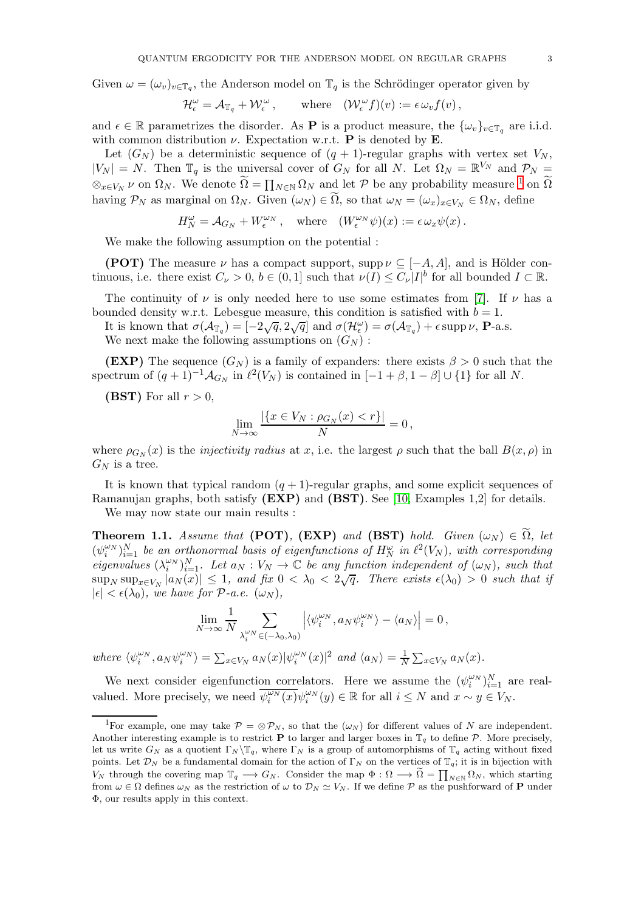Given $\omega = (\omega_v)_{v\in\mathbb{T}_q}$, the Anderson model on $\mathbb{T}_q$ is the Schrödinger operator given by

$$\mathcal{H}^\omega_\epsilon = \mathcal{A}_{\mathbb{T}_q} + \mathcal{W}^\omega_\epsilon\,, \qquad \text{where} \quad (\mathcal{W}^\omega_\epsilon f)(v) := \epsilon\,\omega_v f(v)\,,$$

and $\epsilon \in \mathbb{R}$ parametrizes the disorder. As $\mathbf{P}$ is a product measure, the $\{\omega_v\}_{v\in\mathbb{T}_q}$ are i.i.d. with common distribution $\nu$. Expectation w.r.t. $\mathbf{P}$ is denoted by $\mathbf{E}$.

Let $(G_N)$ be a deterministic sequence of $(q+1)$-regular graphs with vertex set $V_N$, $|V_N| = N$. Then $\mathbb{T}_q$ is the universal cover of $G_N$ for all $N$. Let $\Omega_N = \mathbb{R}^{V_N}$ and $\mathcal{P}_N = \otimes_{x\in V_N}\nu$ on $\Omega_N$. We denote $\widetilde{\Omega} = \prod_{N\in\mathbb{N}}\Omega_N$ and let $\mathcal{P}$ be any probability measure [1] on $\widetilde{\Omega}$ having $\mathcal{P}_N$ as marginal on $\Omega_N$. Given $(\omega_N) \in \widetilde{\Omega}$, so that $\omega_N = (\omega_x)_{x\in V_N} \in \Omega_N$, define

$$H^\omega_N = \mathcal{A}_{G_N} + W^{\omega_N}_\epsilon\,, \quad \text{where} \quad (W^{\omega_N}_\epsilon\psi)(x) := \epsilon\,\omega_x\psi(x)\,.$$

We make the following assumption on the potential :

**(POT)** The measure $\nu$ has a compact support, $\operatorname{supp}\nu \subseteq [-A, A]$, and is Hölder continuous, i.e. there exist $C_\nu > 0$, $b \in (0, 1]$ such that $\nu(I) \le C_\nu|I|^b$ for all bounded $I \subset \mathbb{R}$.

The continuity of $\nu$ is only needed here to use some estimates from [7]. If $\nu$ has a bounded density w.r.t. Lebesgue measure, this condition is satisfied with $b = 1$.

It is known that $\sigma(\mathcal{A}_{\mathbb{T}_q}) = [-2\sqrt{q}, 2\sqrt{q}]$ and $\sigma(\mathcal{H}^\omega_\epsilon) = \sigma(\mathcal{A}_{\mathbb{T}_q}) + \epsilon\operatorname{supp}\nu$, $\mathbf{P}$-a.s.

We next make the following assumptions on $(G_N)$ :

**(EXP)** The sequence $(G_N)$ is a family of expanders: there exists $\beta > 0$ such that the spectrum of $(q+1)^{-1}\mathcal{A}_{G_N}$ in $\ell^2(V_N)$ is contained in $[-1+\beta, 1-\beta] \cup \{1\}$ for all $N$.

**(BST)** For all $r > 0$,

$$\lim_{N\to\infty}\frac{|\{x \in V_N : \rho_{G_N}(x) < r\}|}{N} = 0\,,$$

where $\rho_{G_N}(x)$ is the *injectivity radius* at $x$, i.e. the largest $\rho$ such that the ball $B(x,\rho)$ in $G_N$ is a tree.

It is known that typical random $(q+1)$-regular graphs, and some explicit sequences of Ramanujan graphs, both satisfy **(EXP)** and **(BST)**. See [10, Examples 1,2] for details.

We may now state our main results :

**Theorem 1.1.** *Assume that* **(POT)**, **(EXP)** *and* **(BST)** *hold. Given $(\omega_N) \in \widetilde{\Omega}$, let $(\psi^{\omega_N}_i)_{i=1}^N$ be an orthonormal basis of eigenfunctions of $H^\omega_N$ in $\ell^2(V_N)$, with corresponding eigenvalues $(\lambda^{\omega_N}_i)_{i=1}^N$. Let $a_N : V_N \to \mathbb{C}$ be any function independent of $(\omega_N)$, such that $\sup_N\sup_{x\in V_N}|a_N(x)| \le 1$, and fix $0 < \lambda_0 < 2\sqrt{q}$. There exists $\epsilon(\lambda_0) > 0$ such that if $|\epsilon| < \epsilon(\lambda_0)$, we have for $\mathcal{P}$-a.e. $(\omega_N)$,*

$$\lim_{N\to\infty}\frac{1}{N}\sum_{\lambda^{\omega_N}_i\in(-\lambda_0,\lambda_0)}\left|\langle\psi^{\omega_N}_i, a_N\psi^{\omega_N}_i\rangle - \langle a_N\rangle\right| = 0\,,$$

*where $\langle\psi^{\omega_N}_i, a_N\psi^{\omega_N}_i\rangle = \sum_{x\in V_N}a_N(x)|\psi^{\omega_N}_i(x)|^2$ and $\langle a_N\rangle = \frac{1}{N}\sum_{x\in V_N}a_N(x)$.*

We next consider eigenfunction correlators. Here we assume the $(\psi^{\omega_N}_i)_{i=1}^N$ are real-valued. More precisely, we need $\overline{\psi^{\omega_N}_i(x)}\psi^{\omega_N}_i(y) \in \mathbb{R}$ for all $i \le N$ and $x \sim y \in V_N$.

---

[1] For example, one may take $\mathcal{P} = \otimes\mathcal{P}_N$, so that the $(\omega_N)$ for different values of $N$ are independent. Another interesting example is to restrict $\mathbf{P}$ to larger and larger boxes in $\mathbb{T}_q$ to define $\mathcal{P}$. More precisely, let us write $G_N$ as a quotient $\Gamma_N\backslash\mathbb{T}_q$, where $\Gamma_N$ is a group of automorphisms of $\mathbb{T}_q$ acting without fixed points. Let $\mathcal{D}_N$ be a fundamental domain for the action of $\Gamma_N$ on the vertices of $\mathbb{T}_q$; it is in bijection with $V_N$ through the covering map $\mathbb{T}_q \longrightarrow G_N$. Consider the map $\Phi : \Omega \longrightarrow \widetilde{\Omega} = \prod_{N\in\mathbb{N}}\Omega_N$, which starting from $\omega \in \Omega$ defines $\omega_N$ as the restriction of $\omega$ to $\mathcal{D}_N \simeq V_N$. If we define $\mathcal{P}$ as the pushforward of $\mathbf{P}$ under $\Phi$, our results apply in this context.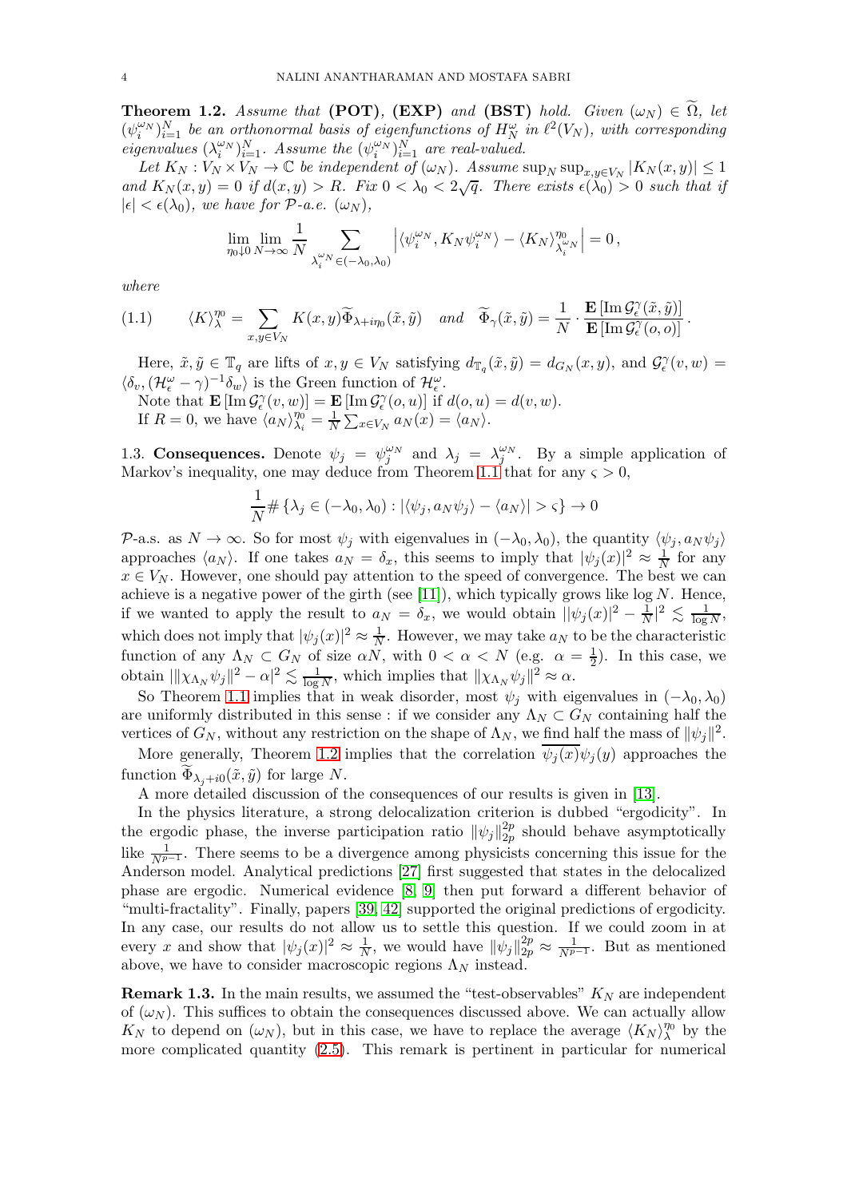**Theorem 1.2.** *Assume that* **(POT)**, **(EXP)** *and* **(BST)** *hold. Given $(\omega_N) \in \widetilde{\Omega}$, let $(\psi_i^{\omega_N})_{i=1}^N$ be an orthonormal basis of eigenfunctions of $H_N^\omega$ in $\ell^2(V_N)$, with corresponding eigenvalues $(\lambda_i^{\omega_N})_{i=1}^N$. Assume the $(\psi_i^{\omega_N})_{i=1}^N$ are real-valued.*

*Let $K_N : V_N \times V_N \to \mathbb{C}$ be independent of $(\omega_N)$. Assume $\sup_N \sup_{x,y\in V_N} |K_N(x,y)| \le 1$ and $K_N(x,y) = 0$ if $d(x,y) > R$. Fix $0 < \lambda_0 < 2\sqrt{q}$. There exists $\epsilon(\lambda_0) > 0$ such that if $|\epsilon| < \epsilon(\lambda_0)$, we have for $\mathcal{P}$-a.e. $(\omega_N)$,*

$$\lim_{\eta_0 \downarrow 0} \lim_{N\to\infty} \frac{1}{N} \sum_{\lambda_i^{\omega_N} \in (-\lambda_0,\lambda_0)} \left| \langle \psi_i^{\omega_N}, K_N \psi_i^{\omega_N} \rangle - \langle K_N \rangle_{\lambda_i^{\omega_N}}^{\eta_0} \right| = 0\,,$$

*where*

$$\langle K \rangle_\lambda^{\eta_0} = \sum_{x,y\in V_N} K(x,y) \widetilde{\Phi}_{\lambda + i\eta_0}(\tilde{x},\tilde{y}) \quad \text{and} \quad \widetilde{\Phi}_\gamma(\tilde{x},\tilde{y}) = \frac{1}{N} \cdot \frac{\mathbf{E}\left[\operatorname{Im} \mathcal{G}_\epsilon^\gamma(\tilde{x},\tilde{y})\right]}{\mathbf{E}\left[\operatorname{Im} \mathcal{G}_\epsilon^\gamma(o,o)\right]}. \tag{1.1}$$

Here, $\tilde{x}, \tilde{y} \in \mathbb{T}_q$ are lifts of $x, y \in V_N$ satisfying $d_{\mathbb{T}_q}(\tilde{x},\tilde{y}) = d_{G_N}(x,y)$, and $\mathcal{G}_\epsilon^\gamma(v,w) = \langle \delta_v, (\mathcal{H}_\epsilon^\omega - \gamma)^{-1} \delta_w \rangle$ is the Green function of $\mathcal{H}_\epsilon^\omega$.

Note that $\mathbf{E}\left[\operatorname{Im} \mathcal{G}_\epsilon^\gamma(v,w)\right] = \mathbf{E}\left[\operatorname{Im} \mathcal{G}_\epsilon^\gamma(o,u)\right]$ if $d(o,u) = d(v,w)$.

If $R = 0$, we have $\langle a_N \rangle_{\lambda_i}^{\eta_0} = \frac{1}{N}\sum_{x\in V_N} a_N(x) = \langle a_N \rangle$.

## 1.3. Consequences.

Denote $\psi_j = \psi_j^{\omega_N}$ and $\lambda_j = \lambda_j^{\omega_N}$. By a simple application of Markov's inequality, one may deduce from Theorem 1.1 that for any $\varsigma > 0$,

$$\frac{1}{N} \# \left\{ \lambda_j \in (-\lambda_0,\lambda_0) : |\langle \psi_j, a_N \psi_j \rangle - \langle a_N \rangle| > \varsigma \right\} \to 0$$

$\mathcal{P}$-a.s. as $N \to \infty$. So for most $\psi_j$ with eigenvalues in $(-\lambda_0,\lambda_0)$, the quantity $\langle \psi_j, a_N \psi_j \rangle$ approaches $\langle a_N \rangle$. If one takes $a_N = \delta_x$, this seems to imply that $|\psi_j(x)|^2 \approx \frac{1}{N}$ for any $x \in V_N$. However, one should pay attention to the speed of convergence. The best we can achieve is a negative power of the girth (see [11]), which typically grows like $\log N$. Hence, if we wanted to apply the result to $a_N = \delta_x$, we would obtain $||\psi_j(x)|^2 - \frac{1}{N}|^2 \lesssim \frac{1}{\log N}$, which does not imply that $|\psi_j(x)|^2 \approx \frac{1}{N}$. However, we may take $a_N$ to be the characteristic function of any $\Lambda_N \subset G_N$ of size $\alpha N$, with $0 < \alpha < N$ (e.g. $\alpha = \frac{1}{2}$). In this case, we obtain $|\|\chi_{\Lambda_N}\psi_j\|^2 - \alpha|^2 \lesssim \frac{1}{\log N}$, which implies that $\|\chi_{\Lambda_N}\psi_j\|^2 \approx \alpha$.

So Theorem 1.1 implies that in weak disorder, most $\psi_j$ with eigenvalues in $(-\lambda_0,\lambda_0)$ are uniformly distributed in this sense : if we consider any $\Lambda_N \subset G_N$ containing half the vertices of $G_N$, without any restriction on the shape of $\Lambda_N$, we find half the mass of $\|\psi_j\|^2$.

More generally, Theorem 1.2 implies that the correlation $\overline{\psi_j(x)}\psi_j(y)$ approaches the function $\widetilde{\Phi}_{\lambda_j + i0}(\tilde{x},\tilde{y})$ for large $N$.

A more detailed discussion of the consequences of our results is given in [13].

In the physics literature, a strong delocalization criterion is dubbed "ergodicity". In the ergodic phase, the inverse participation ratio $\|\psi_j\|_{2p}^{2p}$ should behave asymptotically like $\frac{1}{N^{p-1}}$. There seems to be a divergence among physicists concerning this issue for the Anderson model. Analytical predictions [27] first suggested that states in the delocalized phase are ergodic. Numerical evidence [8, 9] then put forward a different behavior of "multi-fractality". Finally, papers [39, 42] supported the original predictions of ergodicity. In any case, our results do not allow us to settle this question. If we could zoom in at every $x$ and show that $|\psi_j(x)|^2 \approx \frac{1}{N}$, we would have $\|\psi_j\|_{2p}^{2p} \approx \frac{1}{N^{p-1}}$. But as mentioned above, we have to consider macroscopic regions $\Lambda_N$ instead.

**Remark 1.3.** In the main results, we assumed the "test-observables" $K_N$ are independent of $(\omega_N)$. This suffices to obtain the consequences discussed above. We can actually allow $K_N$ to depend on $(\omega_N)$, but in this case, we have to replace the average $\langle K_N \rangle_\lambda^{\eta_0}$ by the more complicated quantity (2.5). This remark is pertinent in particular for numerical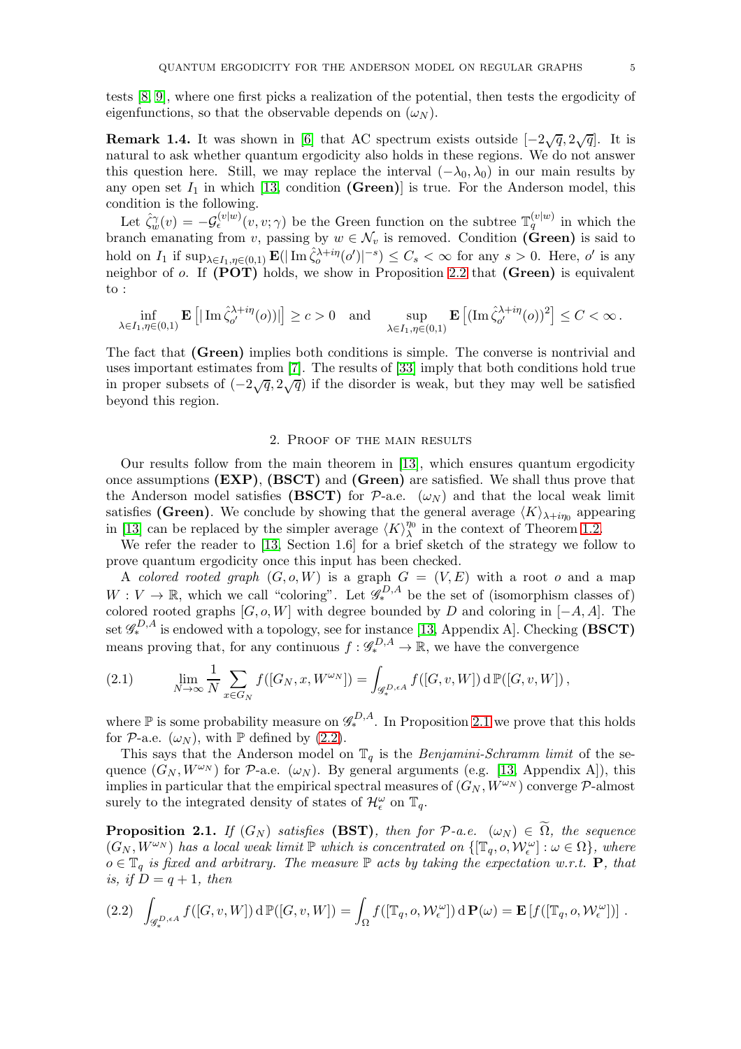tests [8, 9], where one first picks a realization of the potential, then tests the ergodicity of eigenfunctions, so that the observable depends on $(\omega_N)$.

**Remark 1.4.** It was shown in [6] that AC spectrum exists outside $[-2\sqrt{q}, 2\sqrt{q}]$. It is natural to ask whether quantum ergodicity also holds in these regions. We do not answer this question here. Still, we may replace the interval $(-\lambda_0, \lambda_0)$ in our main results by any open set $I_1$ in which [13, condition **(Green)**] is true. For the Anderson model, this condition is the following.

Let $\hat{\zeta}^{\gamma}_w(v) = -\mathcal{G}^{(v|w)}_{\epsilon}(v, v; \gamma)$ be the Green function on the subtree $\mathbb{T}^{(v|w)}_q$ in which the branch emanating from $v$, passing by $w \in \mathcal{N}_v$ is removed. Condition **(Green)** is said to hold on $I_1$ if $\sup_{\lambda \in I_1, \eta \in (0,1)} \mathbf{E}(|\operatorname{Im} \hat{\zeta}^{\lambda+i\eta}_o(o')|^{-s}) \le C_s < \infty$ for any $s > 0$. Here, $o'$ is any neighbor of $o$. If **(POT)** holds, we show in Proposition 2.2 that **(Green)** is equivalent to :

$$\inf_{\lambda \in I_1, \eta \in (0,1)} \mathbf{E}\left[|\operatorname{Im} \hat{\zeta}^{\lambda+i\eta}_{o'}(o))|\right] \ge c > 0 \quad \text{and} \quad \sup_{\lambda \in I_1, \eta \in (0,1)} \mathbf{E}\left[(\operatorname{Im} \hat{\zeta}^{\lambda+i\eta}_{o'}(o))^2\right] \le C < \infty\,.$$

The fact that **(Green)** implies both conditions is simple. The converse is nontrivial and uses important estimates from [7]. The results of [33] imply that both conditions hold true in proper subsets of $(-2\sqrt{q}, 2\sqrt{q})$ if the disorder is weak, but they may well be satisfied beyond this region.

## 2. Proof of the main results

Our results follow from the main theorem in [13], which ensures quantum ergodicity once assumptions **(EXP)**, **(BSCT)** and **(Green)** are satisfied. We shall thus prove that the Anderson model satisfies **(BSCT)** for $\mathcal{P}$-a.e. $(\omega_N)$ and that the local weak limit satisfies **(Green)**. We conclude by showing that the general average $\langle K \rangle_{\lambda+i\eta_0}$ appearing in [13] can be replaced by the simpler average $\langle K \rangle^{\eta_0}_{\lambda}$ in the context of Theorem 1.2.

We refer the reader to [13, Section 1.6] for a brief sketch of the strategy we follow to prove quantum ergodicity once this input has been checked.

A *colored rooted graph* $(G, o, W)$ is a graph $G = (V, E)$ with a root $o$ and a map $W : V \to \mathbb{R}$, which we call "coloring". Let $\mathscr{G}^{D,A}_*$ be the set of (isomorphism classes of) colored rooted graphs $[G, o, W]$ with degree bounded by $D$ and coloring in $[-A, A]$. The set $\mathscr{G}^{D,A}_*$ is endowed with a topology, see for instance [13, Appendix A]. Checking **(BSCT)** means proving that, for any continuous $f : \mathscr{G}^{D,A}_* \to \mathbb{R}$, we have the convergence

$$\lim_{N\to\infty} \frac{1}{N} \sum_{x \in G_N} f([G_N, x, W^{\omega_N}]) = \int_{\mathscr{G}^{D,\epsilon A}_*} f([G, v, W]) \, \mathrm{d}\mathbb{P}([G, v, W])\,, \tag{2.1}$$

where $\mathbb{P}$ is some probability measure on $\mathscr{G}^{D,A}_*$. In Proposition 2.1 we prove that this holds for $\mathcal{P}$-a.e. $(\omega_N)$, with $\mathbb{P}$ defined by (2.2).

This says that the Anderson model on $\mathbb{T}_q$ is the *Benjamini-Schramm limit* of the sequence $(G_N, W^{\omega_N})$ for $\mathcal{P}$-a.e. $(\omega_N)$. By general arguments (e.g. [13, Appendix A]), this implies in particular that the empirical spectral measures of $(G_N, W^{\omega_N})$ converge $\mathcal{P}$-almost surely to the integrated density of states of $\mathcal{H}^{\omega}_{\epsilon}$ on $\mathbb{T}_q$.

**Proposition 2.1.** *If $(G_N)$ satisfies* **(BST)**, *then for $\mathcal{P}$-a.e. $(\omega_N) \in \widetilde{\Omega}$, the sequence $(G_N, W^{\omega_N})$ has a local weak limit $\mathbb{P}$ which is concentrated on $\{[\mathbb{T}_q, o, \mathcal{W}^{\omega}_{\epsilon}] : \omega \in \Omega\}$, where $o \in \mathbb{T}_q$ is fixed and arbitrary. The measure $\mathbb{P}$ acts by taking the expectation w.r.t. $\mathbf{P}$, that is, if $D = q + 1$, then*

$$\int_{\mathscr{G}^{D,\epsilon A}_*} f([G, v, W]) \, \mathrm{d}\mathbb{P}([G, v, W]) = \int_{\Omega} f([\mathbb{T}_q, o, \mathcal{W}^{\omega}_{\epsilon}]) \, \mathrm{d}\mathbf{P}(\omega) = \mathbf{E}\left[f([\mathbb{T}_q, o, \mathcal{W}^{\omega}_{\epsilon}])\right]. \tag{2.2}$$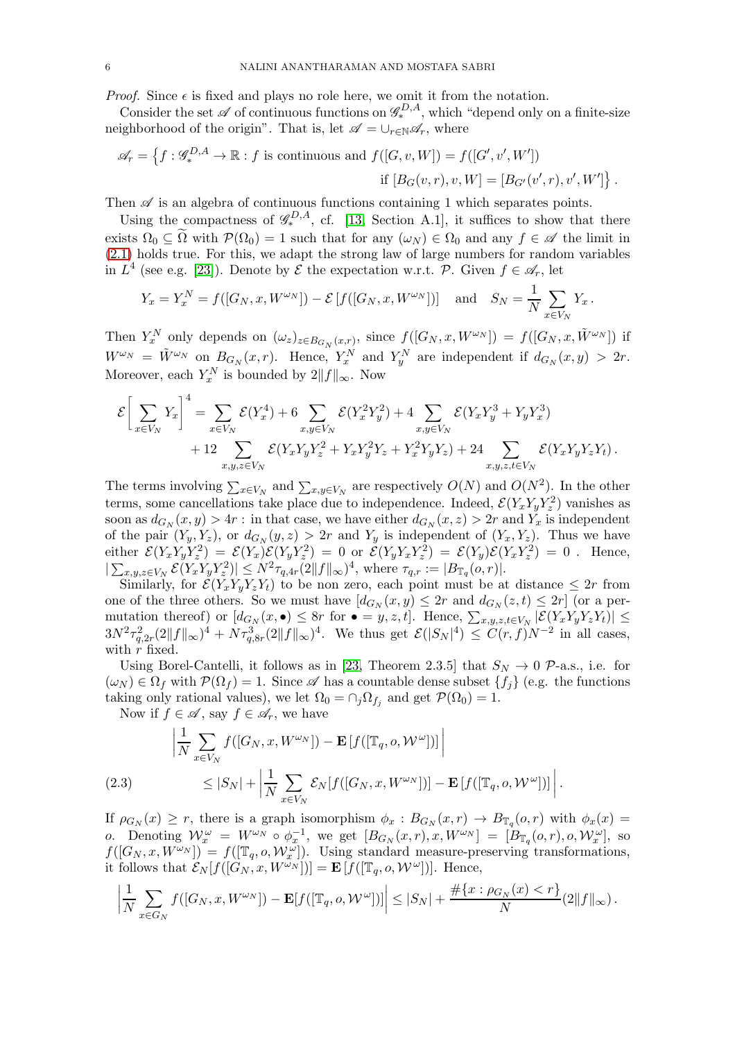*Proof.* Since $\epsilon$ is fixed and plays no role here, we omit it from the notation.

Consider the set $\mathscr{A}$ of continuous functions on $\mathscr{G}_*^{D,A}$, which "depend only on a finite-size neighborhood of the origin". That is, let $\mathscr{A} = \cup_{r\in\mathbb{N}}\mathscr{A}_r$, where

$$\mathscr{A}_r = \big\{ f : \mathscr{G}_*^{D,A} \to \mathbb{R} : f \text{ is continuous and } f([G,v,W]) = f([G',v',W']) \text{ if } [B_G(v,r),v,W] = [B_{G'}(v',r),v',W'] \big\} .$$

Then $\mathscr{A}$ is an algebra of continuous functions containing 1 which separates points.

Using the compactness of $\mathscr{G}_*^{D,A}$, cf. [13, Section A.1], it suffices to show that there exists $\Omega_0 \subseteq \widetilde{\Omega}$ with $\mathcal{P}(\Omega_0) = 1$ such that for any $(\omega_N) \in \Omega_0$ and any $f \in \mathscr{A}$ the limit in (2.1) holds true. For this, we adapt the strong law of large numbers for random variables in $L^4$ (see e.g. [23]). Denote by $\mathcal{E}$ the expectation w.r.t. $\mathcal{P}$. Given $f \in \mathscr{A}_r$, let

$$Y_x = Y_x^N = f([G_N, x, W^{\omega_N}]) - \mathcal{E}\left[f([G_N,x,W^{\omega_N}])\right] \quad \text{and} \quad S_N = \frac{1}{N}\sum_{x\in V_N} Y_x .$$

Then $Y_x^N$ only depends on $(\omega_z)_{z\in B_{G_N}(x,r)}$, since $f([G_N,x,W^{\omega_N}]) = f([G_N,x,\tilde{W}^{\omega_N}])$ if $W^{\omega_N} = \tilde{W}^{\omega_N}$ on $B_{G_N}(x,r)$. Hence, $Y_x^N$ and $Y_y^N$ are independent if $d_{G_N}(x,y) > 2r$. Moreover, each $Y_x^N$ is bounded by $2\|f\|_\infty$. Now

$$\mathcal{E}\Big[\sum_{x\in V_N} Y_x\Big]^4 = \sum_{x\in V_N}\mathcal{E}(Y_x^4) + 6\sum_{x,y\in V_N}\mathcal{E}(Y_x^2Y_y^2) + 4\sum_{x,y\in V_N}\mathcal{E}(Y_xY_y^3 + Y_yY_x^3) + 12\sum_{x,y,z\in V_N}\mathcal{E}(Y_xY_yY_z^2 + Y_xY_y^2Y_z + Y_x^2Y_yY_z) + 24\sum_{x,y,z,t\in V_N}\mathcal{E}(Y_xY_yY_zY_t) .$$

The terms involving $\sum_{x\in V_N}$ and $\sum_{x,y\in V_N}$ are respectively $O(N)$ and $O(N^2)$. In the other terms, some cancellations take place due to independence. Indeed, $\mathcal{E}(Y_xY_yY_z^2)$ vanishes as soon as $d_{G_N}(x,y) > 4r$ : in that case, we have either $d_{G_N}(x,z) > 2r$ and $Y_x$ is independent of the pair $(Y_y,Y_z)$, or $d_{G_N}(y,z) > 2r$ and $Y_y$ is independent of $(Y_x,Y_z)$. Thus we have either $\mathcal{E}(Y_xY_yY_z^2) = \mathcal{E}(Y_x)\mathcal{E}(Y_yY_z^2) = 0$ or $\mathcal{E}(Y_yY_xY_z^2) = \mathcal{E}(Y_y)\mathcal{E}(Y_xY_z^2) = 0$ . Hence, $|\sum_{x,y,z\in V_N}\mathcal{E}(Y_xY_yY_z^2)| \le N^2\tau_{q,4r}(2\|f\|_\infty)^4$, where $\tau_{q,r} := |B_{\mathbb{T}_q}(o,r)|$.

Similarly, for $\mathcal{E}(Y_xY_yY_zY_t)$ to be non zero, each point must be at distance $\le 2r$ from one of the three others. So we must have $[d_{G_N}(x,y) \le 2r$ and $d_{G_N}(z,t) \le 2r]$ (or a permutation thereof) or $[d_{G_N}(x,\bullet) \le 8r$ for $\bullet = y,z,t]$. Hence, $\sum_{x,y,z,t\in V_N}|\mathcal{E}(Y_xY_yY_zY_t)| \le 3N^2\tau_{q,2r}^2(2\|f\|_\infty)^4 + N\tau_{q,8r}^3(2\|f\|_\infty)^4$. We thus get $\mathcal{E}(|S_N|^4) \le C(r,f)N^{-2}$ in all cases, with $r$ fixed.

Using Borel-Cantelli, it follows as in [23, Theorem 2.3.5] that $S_N \to 0$ $\mathcal{P}$-a.s., i.e. for $(\omega_N) \in \Omega_f$ with $\mathcal{P}(\Omega_f) = 1$. Since $\mathscr{A}$ has a countable dense subset $\{f_j\}$ (e.g. the functions taking only rational values), we let $\Omega_0 = \cap_j\Omega_{f_j}$ and get $\mathcal{P}(\Omega_0) = 1$.

Now if $f \in \mathscr{A}$, say $f \in \mathscr{A}_r$, we have

$$\begin{aligned}
&\Big|\frac{1}{N}\sum_{x\in V_N} f([G_N,x,W^{\omega_N}]) - \mathbf{E}\left[f([\mathbb{T}_q,o,\mathcal{W}^\omega])\right]\Big| \\
&\qquad \le |S_N| + \Big|\frac{1}{N}\sum_{x\in V_N}\mathcal{E}_N[f([G_N,x,W^{\omega_N}])] - \mathbf{E}\left[f([\mathbb{T}_q,o,\mathcal{W}^\omega])\right]\Big| . \qquad (2.3)
\end{aligned}$$

If $\rho_{G_N}(x) \ge r$, there is a graph isomorphism $\phi_x : B_{G_N}(x,r) \to B_{\mathbb{T}_q}(o,r)$ with $\phi_x(x) = o$. Denoting $\mathcal{W}_x^\omega = W^{\omega_N}\circ\phi_x^{-1}$, we get $[B_{G_N}(x,r),x,W^{\omega_N}] = [B_{\mathbb{T}_q}(o,r),o,\mathcal{W}_x^\omega]$, so $f([G_N,x,W^{\omega_N}]) = f([\mathbb{T}_q,o,\mathcal{W}_x^\omega])$. Using standard measure-preserving transformations, it follows that $\mathcal{E}_N[f([G_N,x,W^{\omega_N}])] = \mathbf{E}\left[f([\mathbb{T}_q,o,\mathcal{W}^\omega])\right]$. Hence,

$$\Big|\frac{1}{N}\sum_{x\in G_N} f([G_N,x,W^{\omega_N}]) - \mathbf{E}[f([\mathbb{T}_q,o,\mathcal{W}^\omega])]\Big| \le |S_N| + \frac{\#\{x : \rho_{G_N}(x) < r\}}{N}(2\|f\|_\infty) .$$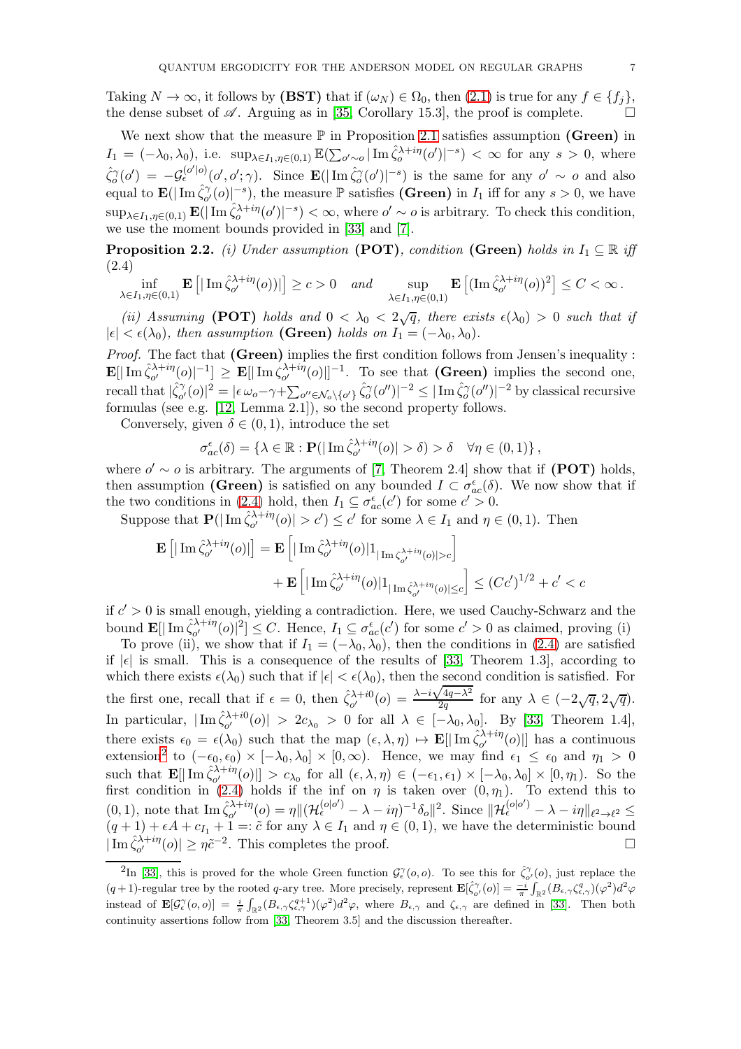Taking $N \to \infty$, it follows by **(BST)** that if $(\omega_N) \in \Omega_0$, then (2.1) is true for any $f \in \{f_j\}$, the dense subset of $\mathscr{A}$. Arguing as in [35, Corollary 15.3], the proof is complete. $\square$

We next show that the measure $\mathbb{P}$ in Proposition 2.1 satisfies assumption **(Green)** in $I_1 = (-\lambda_0, \lambda_0)$, i.e. $\sup_{\lambda \in I_1, \eta \in (0,1)} \mathbb{E}(\sum_{o' \sim o} |\operatorname{Im} \hat{\zeta}_o^{\lambda+i\eta}(o')|^{-s}) < \infty$ for any $s > 0$, where $\hat{\zeta}_o^{\gamma}(o') = -\mathcal{G}_\epsilon^{(o'|o)}(o', o'; \gamma)$. Since $\mathbf{E}(|\operatorname{Im} \hat{\zeta}_o^{\gamma}(o')|^{-s})$ is the same for any $o' \sim o$ and also equal to $\mathbf{E}(|\operatorname{Im} \hat{\zeta}_{o'}^{\gamma}(o)|^{-s})$, the measure $\mathbb{P}$ satisfies **(Green)** in $I_1$ iff for any $s > 0$, we have $\sup_{\lambda \in I_1, \eta \in (0,1)} \mathbf{E}(|\operatorname{Im} \hat{\zeta}_o^{\lambda+i\eta}(o')|^{-s}) < \infty$, where $o' \sim o$ is arbitrary. To check this condition, we use the moment bounds provided in [33] and [7].

**Proposition 2.2.** *(i) Under assumption* **(POT)***, condition* **(Green)** *holds in $I_1 \subseteq \mathbb{R}$ iff* (2.4)

$$\inf_{\lambda \in I_1, \eta \in (0,1)} \mathbf{E}\left[|\operatorname{Im} \hat{\zeta}_{o'}^{\lambda+i\eta}(o))|\right] \geq c > 0 \quad \text{and} \quad \sup_{\lambda \in I_1, \eta \in (0,1)} \mathbf{E}\left[(\operatorname{Im} \hat{\zeta}_{o'}^{\lambda+i\eta}(o))^2\right] \leq C < \infty\,.$$

*(ii) Assuming* **(POT)** *holds and $0 < \lambda_0 < 2\sqrt{q}$, there exists $\epsilon(\lambda_0) > 0$ such that if $|\epsilon| < \epsilon(\lambda_0)$, then assumption* **(Green)** *holds on $I_1 = (-\lambda_0, \lambda_0)$.*

*Proof.* The fact that **(Green)** implies the first condition follows from Jensen's inequality : $\mathbf{E}[|\operatorname{Im} \hat{\zeta}_{o'}^{\lambda+i\eta}(o)|^{-1}] \geq \mathbf{E}[|\operatorname{Im} \zeta_{o'}^{\lambda+i\eta}(o)|]^{-1}$. To see that **(Green)** implies the second one, recall that $|\hat{\zeta}_{o'}^{\gamma}(o)|^2 = |\epsilon\, \omega_o - \gamma + \sum_{o'' \in \mathcal{N}_o \setminus \{o'\}} \hat{\zeta}_o^{\gamma}(o'')|^{-2} \leq |\operatorname{Im} \hat{\zeta}_o^{\gamma}(o'')|^{-2}$ by classical recursive formulas (see e.g. [12, Lemma 2.1]), so the second property follows.

Conversely, given $\delta \in (0,1)$, introduce the set

$$\sigma_{ac}^{\epsilon}(\delta) = \left\{\lambda \in \mathbb{R} : \mathbf{P}(|\operatorname{Im} \hat{\zeta}_{o'}^{\lambda+i\eta}(o)| > \delta) > \delta \quad \forall \eta \in (0,1)\right\},$$

where $o' \sim o$ is arbitrary. The arguments of [7, Theorem 2.4] show that if **(POT)** holds, then assumption **(Green)** is satisfied on any bounded $I \subset \sigma_{ac}^{\epsilon}(\delta)$. We now show that if the two conditions in (2.4) hold, then $I_1 \subseteq \sigma_{ac}^{\epsilon}(c')$ for some $c' > 0$.

Suppose that $\mathbf{P}(|\operatorname{Im} \hat{\zeta}_{o'}^{\lambda+i\eta}(o)| > c') \leq c'$ for some $\lambda \in I_1$ and $\eta \in (0,1)$. Then

$$\begin{aligned}
\mathbf{E}\left[|\operatorname{Im} \hat{\zeta}_{o'}^{\lambda+i\eta}(o)|\right] &= \mathbf{E}\left[|\operatorname{Im} \hat{\zeta}_{o'}^{\lambda+i\eta}(o)| 1_{|\operatorname{Im} \zeta_{o'}^{\lambda+i\eta}(o)| > c}\right] \\
&\quad + \mathbf{E}\left[|\operatorname{Im} \hat{\zeta}_{o'}^{\lambda+i\eta}(o)| 1_{|\operatorname{Im} \hat{\zeta}_{o'}^{\lambda+i\eta}(o)| \leq c}\right] \leq (Cc')^{1/2} + c' < c
\end{aligned}$$

if $c' > 0$ is small enough, yielding a contradiction. Here, we used Cauchy-Schwarz and the bound $\mathbf{E}[|\operatorname{Im} \hat{\zeta}_{o'}^{\lambda+i\eta}(o)|^2] \leq C$. Hence, $I_1 \subseteq \sigma_{ac}^{\epsilon}(c')$ for some $c' > 0$ as claimed, proving (i)

To prove (ii), we show that if $I_1 = (-\lambda_0, \lambda_0)$, then the conditions in (2.4) are satisfied if $|\epsilon|$ is small. This is a consequence of the results of [33, Theorem 1.3], according to which there exists $\epsilon(\lambda_0)$ such that if $|\epsilon| < \epsilon(\lambda_0)$, then the second condition is satisfied. For the first one, recall that if $\epsilon = 0$, then $\hat{\zeta}_{o'}^{\lambda+i0}(o) = \frac{\lambda - i\sqrt{4q-\lambda^2}}{2q}$ for any $\lambda \in (-2\sqrt{q}, 2\sqrt{q})$. In particular, $|\operatorname{Im} \hat{\zeta}_{o'}^{\lambda+i0}(o)| > 2c_{\lambda_0} > 0$ for all $\lambda \in [-\lambda_0, \lambda_0]$. By [33, Theorem 1.4], there exists $\epsilon_0 = \epsilon(\lambda_0)$ such that the map $(\epsilon, \lambda, \eta) \mapsto \mathbf{E}[|\operatorname{Im} \hat{\zeta}_{o'}^{\lambda+i\eta}(o)|]$ has a continuous extension[2] to $(-\epsilon_0, \epsilon_0) \times [-\lambda_0, \lambda_0] \times [0, \infty)$. Hence, we may find $\epsilon_1 \leq \epsilon_0$ and $\eta_1 > 0$ such that $\mathbf{E}[|\operatorname{Im} \hat{\zeta}_{o'}^{\lambda+i\eta}(o)|] > c_{\lambda_0}$ for all $(\epsilon, \lambda, \eta) \in (-\epsilon_1, \epsilon_1) \times [-\lambda_0, \lambda_0] \times [0, \eta_1)$. So the first condition in (2.4) holds if the inf on $\eta$ is taken over $(0, \eta_1)$. To extend this to $(0,1)$, note that $\operatorname{Im} \hat{\zeta}_{o'}^{\lambda+i\eta}(o) = \eta \|(\mathcal{H}_\epsilon^{(o|o')} - \lambda - i\eta)^{-1} \delta_o\|^2$. Since $\|\mathcal{H}_\epsilon^{(o|o')} - \lambda - i\eta\|_{\ell^2 \to \ell^2} \leq (q+1) + \epsilon A + c_{I_1} + 1 =: \tilde{c}$ for any $\lambda \in I_1$ and $\eta \in (0,1)$, we have the deterministic bound $|\operatorname{Im} \hat{\zeta}_{o'}^{\lambda+i\eta}(o)| \geq \eta \tilde{c}^{-2}$. This completes the proof. $\square$

---

[2] In [33], this is proved for the whole Green function $\mathcal{G}_\epsilon^{\gamma}(o,o)$. To see this for $\hat{\zeta}_{o'}^{\gamma}(o)$, just replace the $(q+1)$-regular tree by the rooted $q$-ary tree. More precisely, represent $\mathbf{E}[\hat{\zeta}_{o'}^{\gamma}(o)] = \frac{-i}{\pi} \int_{\mathbb{R}^2} (B_{\epsilon,\gamma} \zeta_{\epsilon,\gamma}^{q})(\varphi^2) d^2\varphi$ instead of $\mathbf{E}[\mathcal{G}_\epsilon^{\gamma}(o,o)] = \frac{i}{\pi} \int_{\mathbb{R}^2} (B_{\epsilon,\gamma} \zeta_{\epsilon,\gamma}^{q+1})(\varphi^2) d^2\varphi$, where $B_{\epsilon,\gamma}$ and $\zeta_{\epsilon,\gamma}$ are defined in [33]. Then both continuity assertions follow from [33, Theorem 3.5] and the discussion thereafter.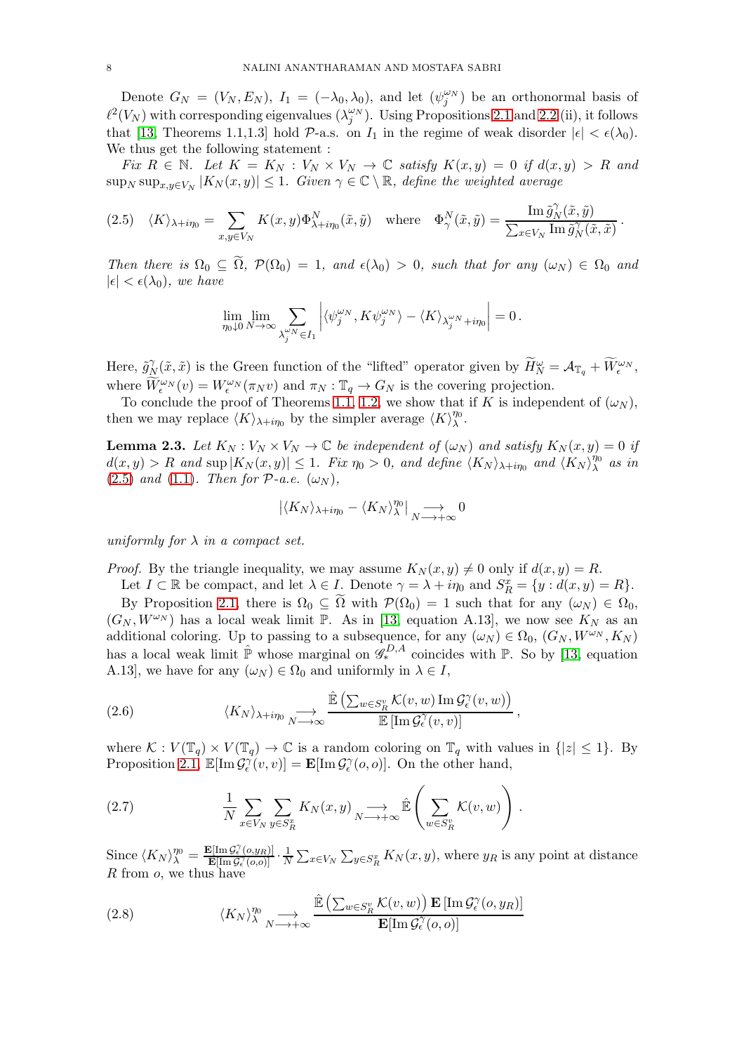Denote $G_N = (V_N, E_N)$, $I_1 = (-\lambda_0, \lambda_0)$, and let $(\psi_j^{\omega_N})$ be an orthonormal basis of $\ell^2(V_N)$ with corresponding eigenvalues $(\lambda_j^{\omega_N})$. Using Propositions 2.1 and 2.2 (ii), it follows that [13, Theorems 1.1,1.3] hold $\mathcal{P}$-a.s. on $I_1$ in the regime of weak disorder $|\epsilon| < \epsilon(\lambda_0)$. We thus get the following statement :

*Fix $R \in \mathbb{N}$. Let $K = K_N : V_N \times V_N \to \mathbb{C}$ satisfy $K(x,y) = 0$ if $d(x,y) > R$ and $\sup_N \sup_{x,y\in V_N} |K_N(x,y)| \le 1$. Given $\gamma \in \mathbb{C}\setminus\mathbb{R}$, define the weighted average*

$$\langle K\rangle_{\lambda+i\eta_0} = \sum_{x,y\in V_N} K(x,y)\Phi^N_{\lambda+i\eta_0}(\tilde{x},\tilde{y}) \quad \text{where} \quad \Phi^N_\gamma(\tilde{x},\tilde{y}) = \frac{\operatorname{Im}\tilde{g}^\gamma_N(\tilde{x},\tilde{y})}{\sum_{x\in V_N}\operatorname{Im}\tilde{g}^\gamma_N(\tilde{x},\tilde{x})}. \tag{2.5}$$

*Then there is $\Omega_0 \subseteq \widetilde{\Omega}$, $\mathcal{P}(\Omega_0) = 1$, and $\epsilon(\lambda_0) > 0$, such that for any $(\omega_N) \in \Omega_0$ and $|\epsilon| < \epsilon(\lambda_0)$, we have*

$$\lim_{\eta_0\downarrow 0}\lim_{N\to\infty}\sum_{\lambda_j^{\omega_N}\in I_1}\left|\langle\psi_j^{\omega_N}, K\psi_j^{\omega_N}\rangle - \langle K\rangle_{\lambda_j^{\omega_N}+i\eta_0}\right| = 0\,.$$

Here, $\tilde{g}^\gamma_N(\tilde{x},\tilde{x})$ is the Green function of the "lifted" operator given by $\widetilde{H}^\omega_N = \mathcal{A}_{\mathbb{T}_q} + \widetilde{W}^{\omega_N}_\epsilon$, where $\widetilde{W}^{\omega_N}_\epsilon(v) = W^{\omega_N}_\epsilon(\pi_N v)$ and $\pi_N : \mathbb{T}_q \to G_N$ is the covering projection.

To conclude the proof of Theorems 1.1, 1.2, we show that if $K$ is independent of $(\omega_N)$, then we may replace $\langle K\rangle_{\lambda+i\eta_0}$ by the simpler average $\langle K\rangle^{\eta_0}_\lambda$.

**Lemma 2.3.** *Let $K_N : V_N \times V_N \to \mathbb{C}$ be independent of $(\omega_N)$ and satisfy $K_N(x,y) = 0$ if $d(x,y) > R$ and $\sup|K_N(x,y)| \le 1$. Fix $\eta_0 > 0$, and define $\langle K_N\rangle_{\lambda+i\eta_0}$ and $\langle K_N\rangle^{\eta_0}_\lambda$ as in (2.5) and (1.1). Then for $\mathcal{P}$-a.e. $(\omega_N)$,*

$$\left|\langle K_N\rangle_{\lambda+i\eta_0} - \langle K_N\rangle^{\eta_0}_\lambda\right| \underset{N\longrightarrow+\infty}{\longrightarrow} 0$$

*uniformly for $\lambda$ in a compact set.*

*Proof.* By the triangle inequality, we may assume $K_N(x,y) \neq 0$ only if $d(x,y) = R$.

Let $I \subset \mathbb{R}$ be compact, and let $\lambda \in I$. Denote $\gamma = \lambda + i\eta_0$ and $S^x_R = \{y : d(x,y) = R\}$.

By Proposition 2.1, there is $\Omega_0 \subseteq \widetilde{\Omega}$ with $\mathcal{P}(\Omega_0) = 1$ such that for any $(\omega_N) \in \Omega_0$, $(G_N, W^{\omega_N})$ has a local weak limit $\mathbb{P}$. As in [13, equation A.13], we now see $K_N$ as an additional coloring. Up to passing to a subsequence, for any $(\omega_N) \in \Omega_0$, $(G_N, W^{\omega_N}, K_N)$ has a local weak limit $\hat{\mathbb{P}}$ whose marginal on $\mathscr{G}^{D,A}_*$ coincides with $\mathbb{P}$. So by [13, equation A.13], we have for any $(\omega_N) \in \Omega_0$ and uniformly in $\lambda \in I$,

$$\langle K_N\rangle_{\lambda+i\eta_0} \underset{N\longrightarrow\infty}{\longrightarrow} \frac{\hat{\mathbb{E}}\left(\sum_{w\in S^v_R}\mathcal{K}(v,w)\operatorname{Im}\mathcal{G}^\gamma_\epsilon(v,w)\right)}{\mathbb{E}\left[\operatorname{Im}\mathcal{G}^\gamma_\epsilon(v,v)\right]}, \tag{2.6}$$

where $\mathcal{K} : V(\mathbb{T}_q) \times V(\mathbb{T}_q) \to \mathbb{C}$ is a random coloring on $\mathbb{T}_q$ with values in $\{|z| \le 1\}$. By Proposition 2.1, $\mathbb{E}[\operatorname{Im}\mathcal{G}^\gamma_\epsilon(v,v)] = \mathbf{E}[\operatorname{Im}\mathcal{G}^\gamma_\epsilon(o,o)]$. On the other hand,

$$\frac{1}{N}\sum_{x\in V_N}\sum_{y\in S^x_R} K_N(x,y) \underset{N\longrightarrow+\infty}{\longrightarrow} \hat{\mathbb{E}}\left(\sum_{w\in S^v_R}\mathcal{K}(v,w)\right). \tag{2.7}$$

Since $\langle K_N\rangle^{\eta_0}_\lambda = \frac{\mathbf{E}[\operatorname{Im}\mathcal{G}^\gamma_\epsilon(o,y_R)]}{\mathbf{E}[\operatorname{Im}\mathcal{G}^\gamma_\epsilon(o,o)]}\cdot\frac{1}{N}\sum_{x\in V_N}\sum_{y\in S^x_R}K_N(x,y)$, where $y_R$ is any point at distance $R$ from $o$, we thus have

$$\langle K_N\rangle^{\eta_0}_\lambda \underset{N\longrightarrow+\infty}{\longrightarrow} \frac{\hat{\mathbb{E}}\left(\sum_{w\in S^v_R}\mathcal{K}(v,w)\right)\mathbf{E}\left[\operatorname{Im}\mathcal{G}^\gamma_\epsilon(o,y_R)\right]}{\mathbf{E}[\operatorname{Im}\mathcal{G}^\gamma_\epsilon(o,o)]} \tag{2.8}$$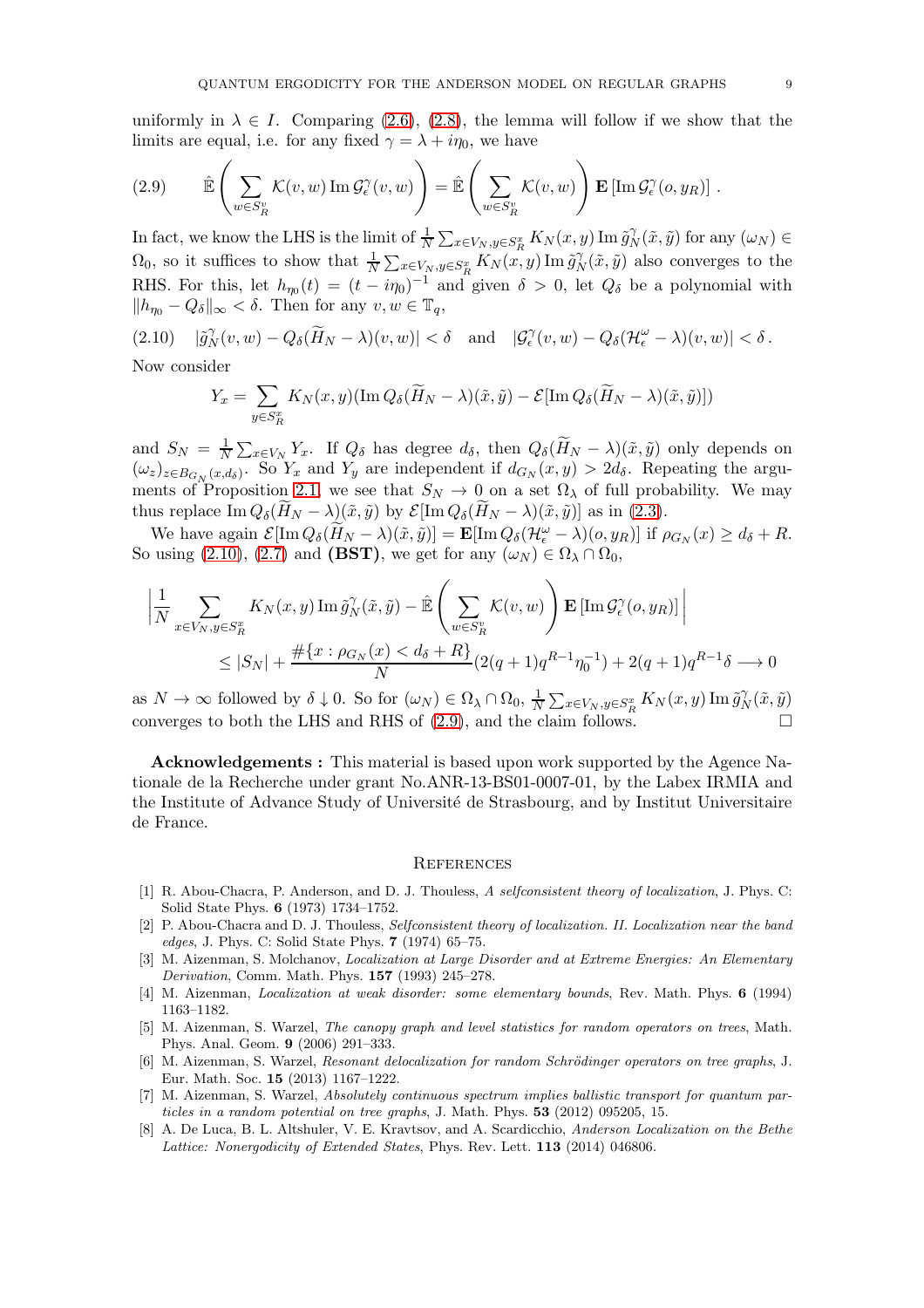uniformly in $\lambda \in I$. Comparing (2.6), (2.8), the lemma will follow if we show that the limits are equal, i.e. for any fixed $\gamma = \lambda + i\eta_0$, we have

$$
\hat{\mathbb{E}}\left(\sum_{w\in S_R^v} \mathcal{K}(v,w)\,\mathrm{Im}\,\mathcal{G}_\epsilon^\gamma(v,w)\right) = \hat{\mathbb{E}}\left(\sum_{w\in S_R^v} \mathcal{K}(v,w)\right)\mathbf{E}\left[\mathrm{Im}\,\mathcal{G}_\epsilon^\gamma(o,y_R)\right]. \tag{2.9}
$$

In fact, we know the LHS is the limit of $\frac{1}{N}\sum_{x\in V_N, y\in S_R^x} K_N(x,y)\,\mathrm{Im}\,\tilde{g}_N^\gamma(\tilde{x},\tilde{y})$ for any $(\omega_N) \in \Omega_0$, so it suffices to show that $\frac{1}{N}\sum_{x\in V_N, y\in S_R^x} K_N(x,y)\,\mathrm{Im}\,\tilde{g}_N^\gamma(\tilde{x},\tilde{y})$ also converges to the RHS. For this, let $h_{\eta_0}(t) = (t - i\eta_0)^{-1}$ and given $\delta > 0$, let $Q_\delta$ be a polynomial with $\|h_{\eta_0} - Q_\delta\|_\infty < \delta$. Then for any $v, w \in \mathbb{T}_q$,

$$
|\tilde{g}_N^\gamma(v,w) - Q_\delta(\widetilde{H}_N - \lambda)(v,w)| < \delta \quad \text{and} \quad |\mathcal{G}_\epsilon^\gamma(v,w) - Q_\delta(\mathcal{H}_\epsilon^\omega - \lambda)(v,w)| < \delta\,. \tag{2.10}
$$

Now consider

$$
Y_x = \sum_{y\in S_R^x} K_N(x,y)(\mathrm{Im}\,Q_\delta(\widetilde{H}_N - \lambda)(\tilde{x},\tilde{y}) - \mathcal{E}[\mathrm{Im}\,Q_\delta(\widetilde{H}_N - \lambda)(\tilde{x},\tilde{y})])
$$

and $S_N = \frac{1}{N}\sum_{x\in V_N} Y_x$. If $Q_\delta$ has degree $d_\delta$, then $Q_\delta(\widetilde{H}_N - \lambda)(\tilde{x},\tilde{y})$ only depends on $(\omega_z)_{z\in B_{G_N}(x,d_\delta)}$. So $Y_x$ and $Y_y$ are independent if $d_{G_N}(x,y) > 2d_\delta$. Repeating the arguments of Proposition 2.1, we see that $S_N \to 0$ on a set $\Omega_\lambda$ of full probability. We may thus replace $\mathrm{Im}\,Q_\delta(\widetilde{H}_N - \lambda)(\tilde{x},\tilde{y})$ by $\mathcal{E}[\mathrm{Im}\,Q_\delta(\widetilde{H}_N - \lambda)(\tilde{x},\tilde{y})]$ as in (2.3).

We have again $\mathcal{E}[\mathrm{Im}\,Q_\delta(\widetilde{H}_N - \lambda)(\tilde{x},\tilde{y})] = \mathbf{E}[\mathrm{Im}\,Q_\delta(\mathcal{H}_\epsilon^\omega - \lambda)(o,y_R)]$ if $\rho_{G_N}(x) \geq d_\delta + R$. So using (2.10), (2.7) and **(BST)**, we get for any $(\omega_N) \in \Omega_\lambda \cap \Omega_0$,

$$
\begin{aligned}
&\left|\frac{1}{N}\sum_{x\in V_N, y\in S_R^x} K_N(x,y)\,\mathrm{Im}\,\tilde{g}_N^\gamma(\tilde{x},\tilde{y}) - \hat{\mathbb{E}}\left(\sum_{w\in S_R^v}\mathcal{K}(v,w)\right)\mathbf{E}\left[\mathrm{Im}\,\mathcal{G}_\epsilon^\gamma(o,y_R)\right]\right| \\
&\qquad \leq |S_N| + \frac{\#\{x : \rho_{G_N}(x) < d_\delta + R\}}{N}(2(q+1)q^{R-1}\eta_0^{-1}) + 2(q+1)q^{R-1}\delta \longrightarrow 0
\end{aligned}
$$

as $N \to \infty$ followed by $\delta \downarrow 0$. So for $(\omega_N) \in \Omega_\lambda \cap \Omega_0$, $\frac{1}{N}\sum_{x\in V_N, y\in S_R^x} K_N(x,y)\,\mathrm{Im}\,\tilde{g}_N^\gamma(\tilde{x},\tilde{y})$ converges to both the LHS and RHS of (2.9), and the claim follows. □

**Acknowledgements :** This material is based upon work supported by the Agence Nationale de la Recherche under grant No.ANR-13-BS01-0007-01, by the Labex IRMIA and the Institute of Advance Study of Université de Strasbourg, and by Institut Universitaire de France.

## References

[1] R. Abou-Chacra, P. Anderson, and D. J. Thouless, *A selfconsistent theory of localization*, J. Phys. C: Solid State Phys. **6** (1973) 1734–1752.

[2] P. Abou-Chacra and D. J. Thouless, *Selfconsistent theory of localization. II. Localization near the band edges*, J. Phys. C: Solid State Phys. **7** (1974) 65–75.

[3] M. Aizenman, S. Molchanov, *Localization at Large Disorder and at Extreme Energies: An Elementary Derivation*, Comm. Math. Phys. **157** (1993) 245–278.

[4] M. Aizenman, *Localization at weak disorder: some elementary bounds*, Rev. Math. Phys. **6** (1994) 1163–1182.

[5] M. Aizenman, S. Warzel, *The canopy graph and level statistics for random operators on trees*, Math. Phys. Anal. Geom. **9** (2006) 291–333.

[6] M. Aizenman, S. Warzel, *Resonant delocalization for random Schrödinger operators on tree graphs*, J. Eur. Math. Soc. **15** (2013) 1167–1222.

[7] M. Aizenman, S. Warzel, *Absolutely continuous spectrum implies ballistic transport for quantum particles in a random potential on tree graphs*, J. Math. Phys. **53** (2012) 095205, 15.

[8] A. De Luca, B. L. Altshuler, V. E. Kravtsov, and A. Scardicchio, *Anderson Localization on the Bethe Lattice: Nonergodicity of Extended States*, Phys. Rev. Lett. **113** (2014) 046806.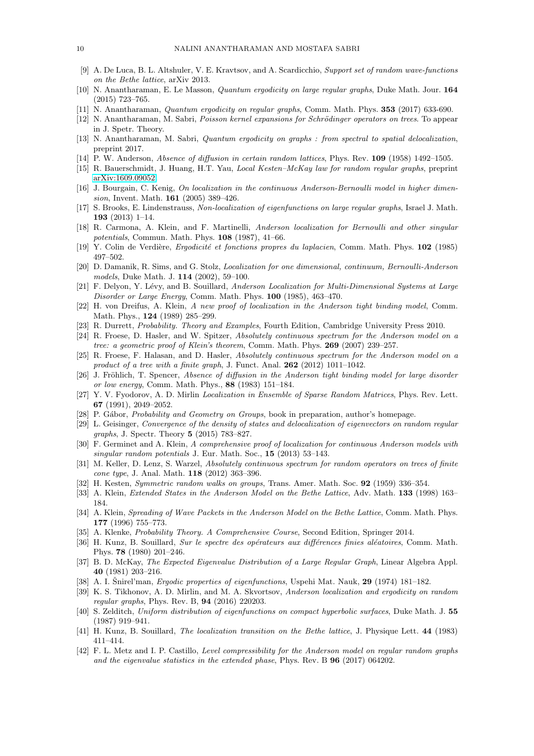[9] A. De Luca, B. L. Altshuler, V. E. Kravtsov, and A. Scardicchio, *Support set of random wave-functions on the Bethe lattice*, arXiv 2013.

[10] N. Anantharaman, E. Le Masson, *Quantum ergodicity on large regular graphs*, Duke Math. Jour. **164** (2015) 723–765.

[11] N. Anantharaman, *Quantum ergodicity on regular graphs*, Comm. Math. Phys. **353** (2017) 633-690.

[12] N. Anantharaman, M. Sabri, *Poisson kernel expansions for Schrödinger operators on trees*. To appear in J. Spetr. Theory.

[13] N. Anantharaman, M. Sabri, *Quantum ergodicity on graphs : from spectral to spatial delocalization*, preprint 2017.

[14] P. W. Anderson, *Absence of diffusion in certain random lattices*, Phys. Rev. **109** (1958) 1492–1505.

[15] R. Bauerschmidt, J. Huang, H.T. Yau, *Local Kesten–McKay law for random regular graphs*, preprint arXiv:1609.09052.

[16] J. Bourgain, C. Kenig, *On localization in the continuous Anderson-Bernoulli model in higher dimension*, Invent. Math. **161** (2005) 389–426.

[17] S. Brooks, E. Lindenstrauss, *Non-localization of eigenfunctions on large regular graphs*, Israel J. Math. **193** (2013) 1–14.

[18] R. Carmona, A. Klein, and F. Martinelli, *Anderson localization for Bernoulli and other singular potentials*, Commun. Math. Phys. **108** (1987), 41–66.

[19] Y. Colin de Verdière, *Ergodicité et fonctions propres du laplacien*, Comm. Math. Phys. **102** (1985) 497–502.

[20] D. Damanik, R. Sims, and G. Stolz, *Localization for one dimensional, continuum, Bernoulli-Anderson models*, Duke Math. J. **114** (2002), 59–100.

[21] F. Delyon, Y. Lévy, and B. Souillard, *Anderson Localization for Multi-Dimensional Systems at Large Disorder or Large Energy*, Comm. Math. Phys. **100** (1985), 463–470.

[22] H. von Dreifus, A. Klein, *A new proof of localization in the Anderson tight binding model*, Comm. Math. Phys., **124** (1989) 285–299.

[23] R. Durrett, *Probability. Theory and Examples*, Fourth Edition, Cambridge University Press 2010.

[24] R. Froese, D. Hasler, and W. Spitzer, *Absolutely continuous spectrum for the Anderson model on a tree: a geometric proof of Klein's theorem*, Comm. Math. Phys. **269** (2007) 239–257.

[25] R. Froese, F. Halasan, and D. Hasler, *Absolutely continuous spectrum for the Anderson model on a product of a tree with a finite graph*, J. Funct. Anal. **262** (2012) 1011–1042.

[26] J. Fröhlich, T. Spencer, *Absence of diffusion in the Anderson tight binding model for large disorder or low energy*, Comm. Math. Phys., **88** (1983) 151–184.

[27] Y. V. Fyodorov, A. D. Mirlin *Localization in Ensemble of Sparse Random Matrices*, Phys. Rev. Lett. **67** (1991), 2049–2052.

[28] P. Gábor, *Probability and Geometry on Groups*, book in preparation, author's homepage.

[29] L. Geisinger, *Convergence of the density of states and delocalization of eigenvectors on random regular graphs*, J. Spectr. Theory **5** (2015) 783–827.

[30] F. Germinet and A. Klein, *A comprehensive proof of localization for continuous Anderson models with singular random potentials* J. Eur. Math. Soc., **15** (2013) 53–143.

[31] M. Keller, D. Lenz, S. Warzel, *Absolutely continuous spectrum for random operators on trees of finite cone type*, J. Anal. Math. **118** (2012) 363–396.

[32] H. Kesten, *Symmetric random walks on groups*, Trans. Amer. Math. Soc. **92** (1959) 336–354.

[33] A. Klein, *Extended States in the Anderson Model on the Bethe Lattice*, Adv. Math. **133** (1998) 163–184.

[34] A. Klein, *Spreading of Wave Packets in the Anderson Model on the Bethe Lattice*, Comm. Math. Phys. **177** (1996) 755–773.

[35] A. Klenke, *Probability Theory. A Comprehensive Course*, Second Edition, Springer 2014.

[36] H. Kunz, B. Souillard, *Sur le spectre des opérateurs aux différences finies aléatoires*, Comm. Math. Phys. **78** (1980) 201–246.

[37] B. D. McKay, *The Expected Eigenvalue Distribution of a Large Regular Graph*, Linear Algebra Appl. **40** (1981) 203–216.

[38] A. I. Šnirel'man, *Ergodic properties of eigenfunctions*, Uspehi Mat. Nauk, **29** (1974) 181–182.

[39] K. S. Tikhonov, A. D. Mirlin, and M. A. Skvortsov, *Anderson localization and ergodicity on random regular graphs*, Phys. Rev. B, **94** (2016) 220203.

[40] S. Zelditch, *Uniform distribution of eigenfunctions on compact hyperbolic surfaces*, Duke Math. J. **55** (1987) 919–941.

[41] H. Kunz, B. Souillard, *The localization transition on the Bethe lattice*, J. Physique Lett. **44** (1983) 411–414.

[42] F. L. Metz and I. P. Castillo, *Level compressibility for the Anderson model on regular random graphs and the eigenvalue statistics in the extended phase*, Phys. Rev. B **96** (2017) 064202.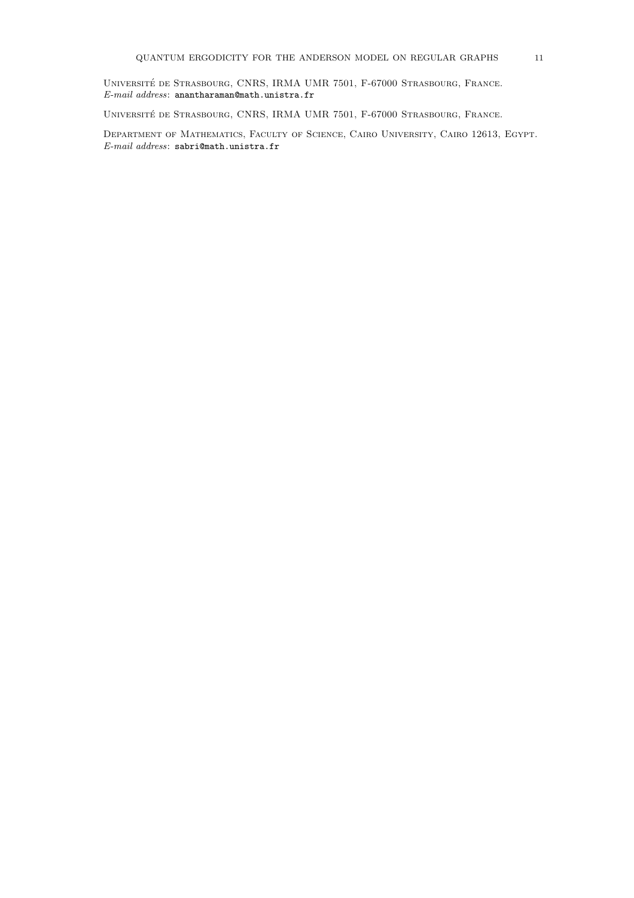Université de Strasbourg, CNRS, IRMA UMR 7501, F-67000 Strasbourg, France.
*E-mail address*: anantharaman@math.unistra.fr

Université de Strasbourg, CNRS, IRMA UMR 7501, F-67000 Strasbourg, France.

Department of Mathematics, Faculty of Science, Cairo University, Cairo 12613, Egypt.
*E-mail address*: sabri@math.unistra.fr